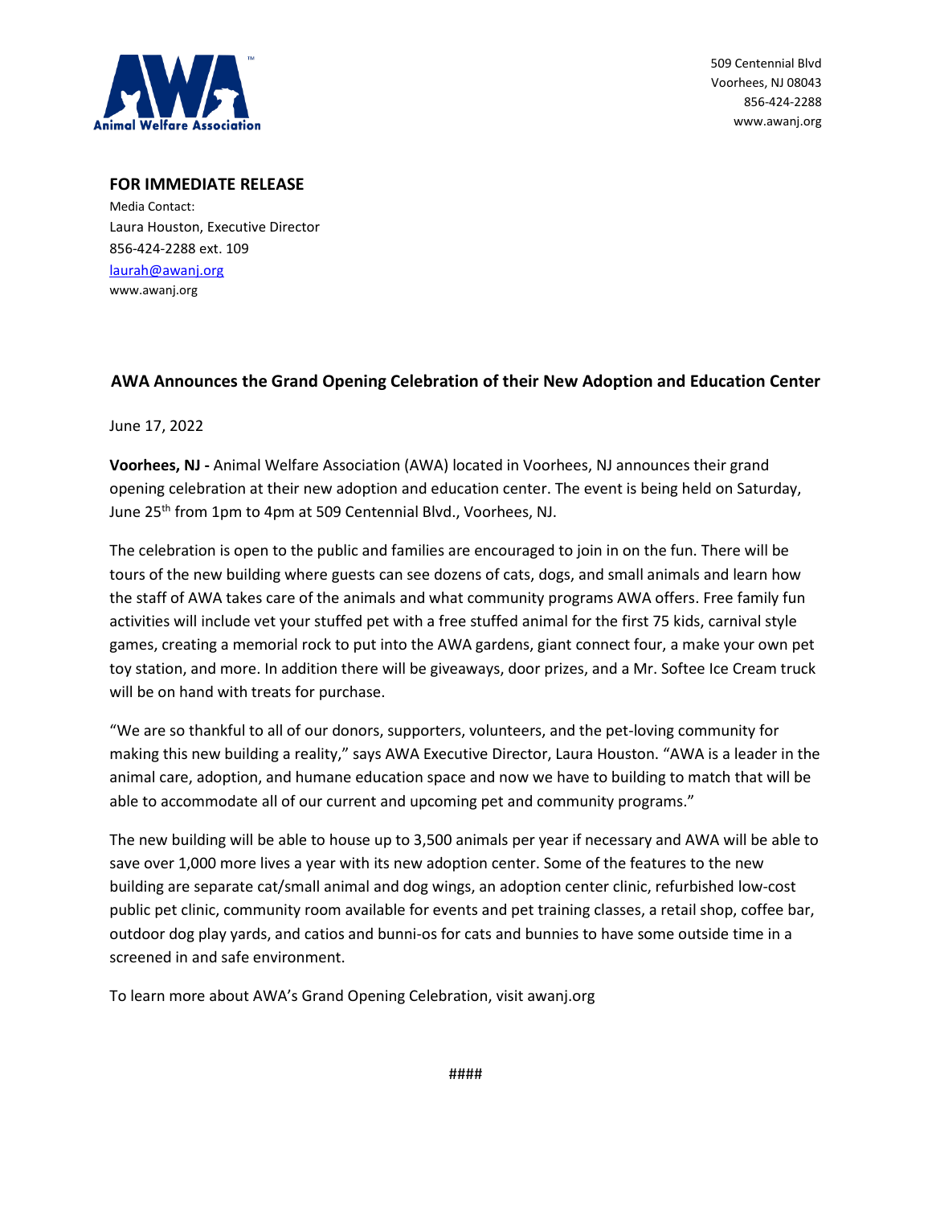Animal Welfare Association

509 Centennial Blvd
Voorhees, NJ 08043
856-424-2288
www.awanj.org

**FOR IMMEDIATE RELEASE**

Media Contact:
Laura Houston, Executive Director
856-424-2288 ext. 109
laurah@awanj.org
www.awanj.org

## AWA Announces the Grand Opening Celebration of their New Adoption and Education Center

June 17, 2022

**Voorhees, NJ -** Animal Welfare Association (AWA) located in Voorhees, NJ announces their grand opening celebration at their new adoption and education center. The event is being held on Saturday, June 25th from 1pm to 4pm at 509 Centennial Blvd., Voorhees, NJ.

The celebration is open to the public and families are encouraged to join in on the fun. There will be tours of the new building where guests can see dozens of cats, dogs, and small animals and learn how the staff of AWA takes care of the animals and what community programs AWA offers. Free family fun activities will include vet your stuffed pet with a free stuffed animal for the first 75 kids, carnival style games, creating a memorial rock to put into the AWA gardens, giant connect four, a make your own pet toy station, and more. In addition there will be giveaways, door prizes, and a Mr. Softee Ice Cream truck will be on hand with treats for purchase.

"We are so thankful to all of our donors, supporters, volunteers, and the pet-loving community for making this new building a reality," says AWA Executive Director, Laura Houston. "AWA is a leader in the animal care, adoption, and humane education space and now we have to building to match that will be able to accommodate all of our current and upcoming pet and community programs."

The new building will be able to house up to 3,500 animals per year if necessary and AWA will be able to save over 1,000 more lives a year with its new adoption center. Some of the features to the new building are separate cat/small animal and dog wings, an adoption center clinic, refurbished low-cost public pet clinic, community room available for events and pet training classes, a retail shop, coffee bar, outdoor dog play yards, and catios and bunni-os for cats and bunnies to have some outside time in a screened in and safe environment.

To learn more about AWA's Grand Opening Celebration, visit awanj.org

####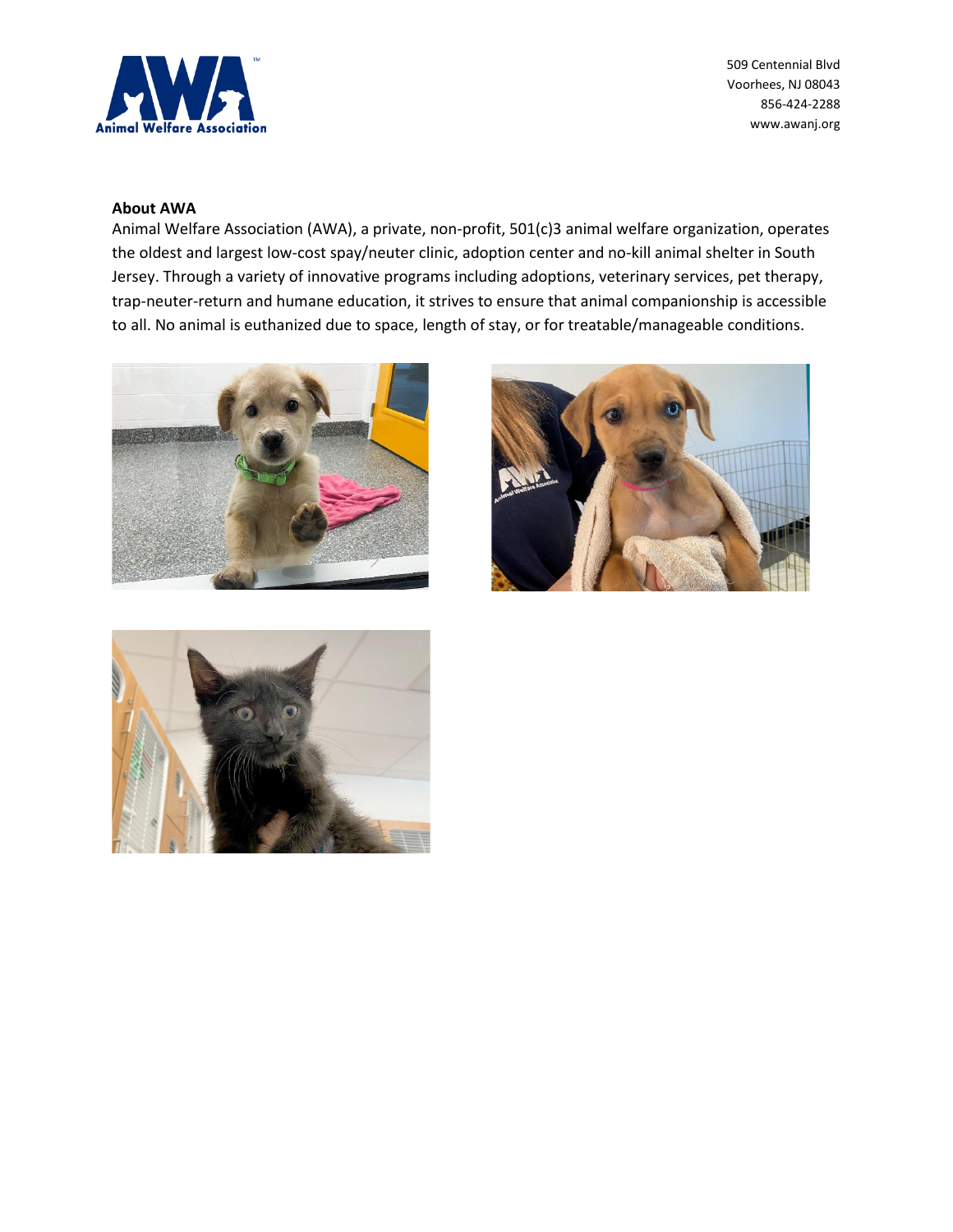509 Centennial Blvd
Voorhees, NJ 08043
856-424-2288
www.awanj.org

**About AWA**

Animal Welfare Association (AWA), a private, non-profit, 501(c)3 animal welfare organization, operates the oldest and largest low-cost spay/neuter clinic, adoption center and no-kill animal shelter in South Jersey. Through a variety of innovative programs including adoptions, veterinary services, pet therapy, trap-neuter-return and humane education, it strives to ensure that animal companionship is accessible to all. No animal is euthanized due to space, length of stay, or for treatable/manageable conditions.